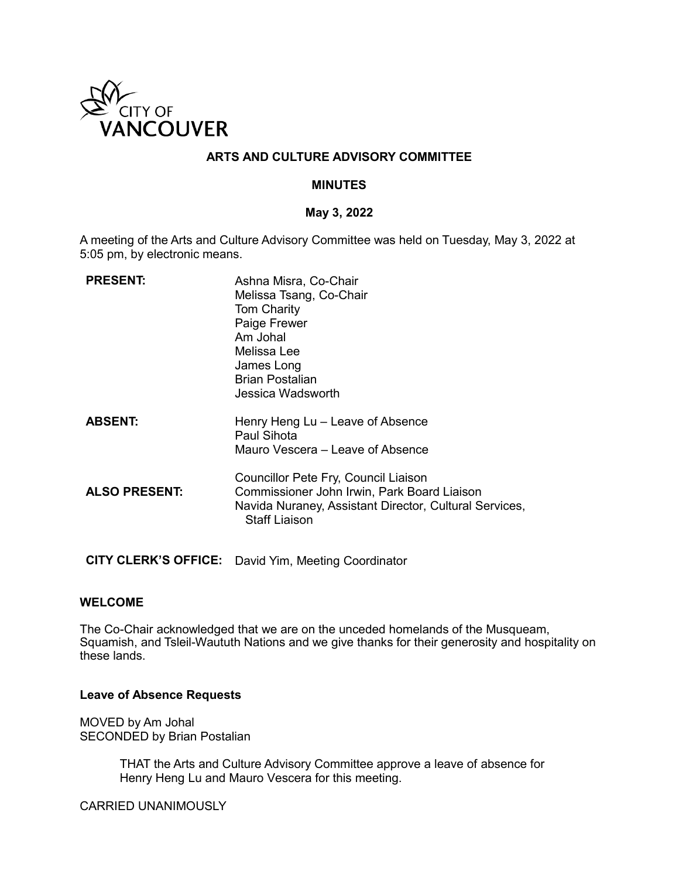CITY OF VANCOUVER

# ARTS AND CULTURE ADVISORY COMMITTEE

## MINUTES

### May 3, 2022

A meeting of the Arts and Culture Advisory Committee was held on Tuesday, May 3, 2022 at 5:05 pm, by electronic means.

**PRESENT:**
Ashna Misra, Co-Chair
Melissa Tsang, Co-Chair
Tom Charity
Paige Frewer
Am Johal
Melissa Lee
James Long
Brian Postalian
Jessica Wadsworth

**ABSENT:**
Henry Heng Lu – Leave of Absence
Paul Sihota
Mauro Vescera – Leave of Absence

**ALSO PRESENT:**
Councillor Pete Fry, Council Liaison
Commissioner John Irwin, Park Board Liaison
Navida Nuraney, Assistant Director, Cultural Services, Staff Liaison

**CITY CLERK'S OFFICE:** David Yim, Meeting Coordinator

### WELCOME

The Co-Chair acknowledged that we are on the unceded homelands of the Musqueam, Squamish, and Tsleil-Waututh Nations and we give thanks for their generosity and hospitality on these lands.

### Leave of Absence Requests

MOVED by Am Johal
SECONDED by Brian Postalian

> THAT the Arts and Culture Advisory Committee approve a leave of absence for Henry Heng Lu and Mauro Vescera for this meeting.

CARRIED UNANIMOUSLY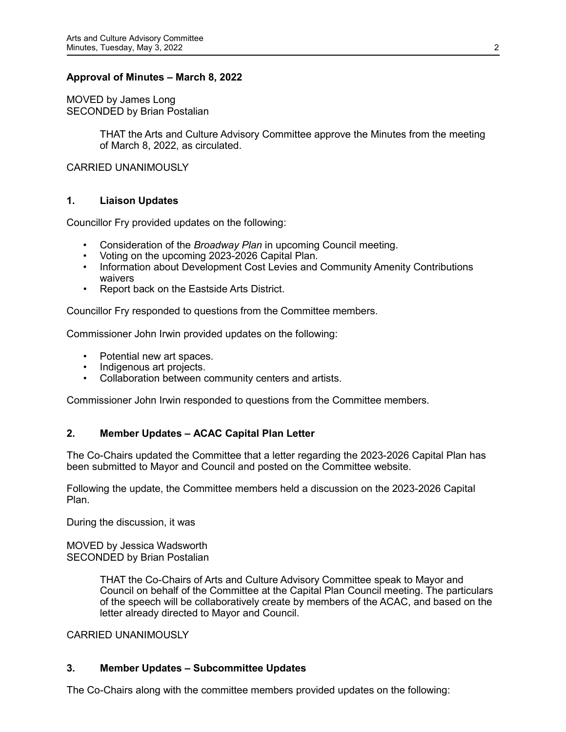**Approval of Minutes – March 8, 2022**

MOVED by James Long
SECONDED by Brian Postalian

> THAT the Arts and Culture Advisory Committee approve the Minutes from the meeting of March 8, 2022, as circulated.

CARRIED UNANIMOUSLY

**1. Liaison Updates**

Councillor Fry provided updates on the following:

- Consideration of the *Broadway Plan* in upcoming Council meeting.
- Voting on the upcoming 2023-2026 Capital Plan.
- Information about Development Cost Levies and Community Amenity Contributions waivers
- Report back on the Eastside Arts District.

Councillor Fry responded to questions from the Committee members.

Commissioner John Irwin provided updates on the following:

- Potential new art spaces.
- Indigenous art projects.
- Collaboration between community centers and artists.

Commissioner John Irwin responded to questions from the Committee members.

**2. Member Updates – ACAC Capital Plan Letter**

The Co-Chairs updated the Committee that a letter regarding the 2023-2026 Capital Plan has been submitted to Mayor and Council and posted on the Committee website.

Following the update, the Committee members held a discussion on the 2023-2026 Capital Plan.

During the discussion, it was

MOVED by Jessica Wadsworth
SECONDED by Brian Postalian

> THAT the Co-Chairs of Arts and Culture Advisory Committee speak to Mayor and Council on behalf of the Committee at the Capital Plan Council meeting. The particulars of the speech will be collaboratively create by members of the ACAC, and based on the letter already directed to Mayor and Council.

CARRIED UNANIMOUSLY

**3. Member Updates – Subcommittee Updates**

The Co-Chairs along with the committee members provided updates on the following: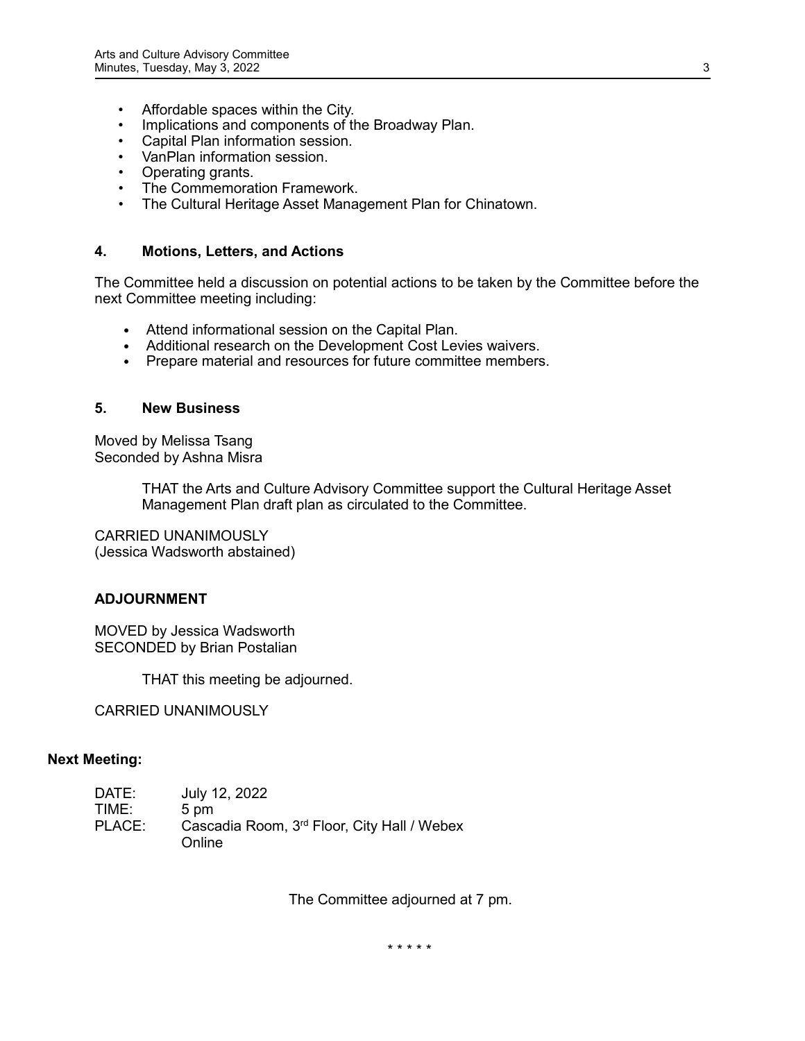- Affordable spaces within the City.
- Implications and components of the Broadway Plan.
- Capital Plan information session.
- VanPlan information session.
- Operating grants.
- The Commemoration Framework.
- The Cultural Heritage Asset Management Plan for Chinatown.

## 4. Motions, Letters, and Actions

The Committee held a discussion on potential actions to be taken by the Committee before the next Committee meeting including:

- Attend informational session on the Capital Plan.
- Additional research on the Development Cost Levies waivers.
- Prepare material and resources for future committee members.

## 5. New Business

Moved by Melissa Tsang
Seconded by Ashna Misra

> THAT the Arts and Culture Advisory Committee support the Cultural Heritage Asset Management Plan draft plan as circulated to the Committee.

CARRIED UNANIMOUSLY
(Jessica Wadsworth abstained)

## ADJOURNMENT

MOVED by Jessica Wadsworth
SECONDED by Brian Postalian

> THAT this meeting be adjourned.

CARRIED UNANIMOUSLY

**Next Meeting:**

DATE: July 12, 2022
TIME: 5 pm
PLACE: Cascadia Room, 3rd Floor, City Hall / Webex Online

The Committee adjourned at 7 pm.

\* \* \* \* \*